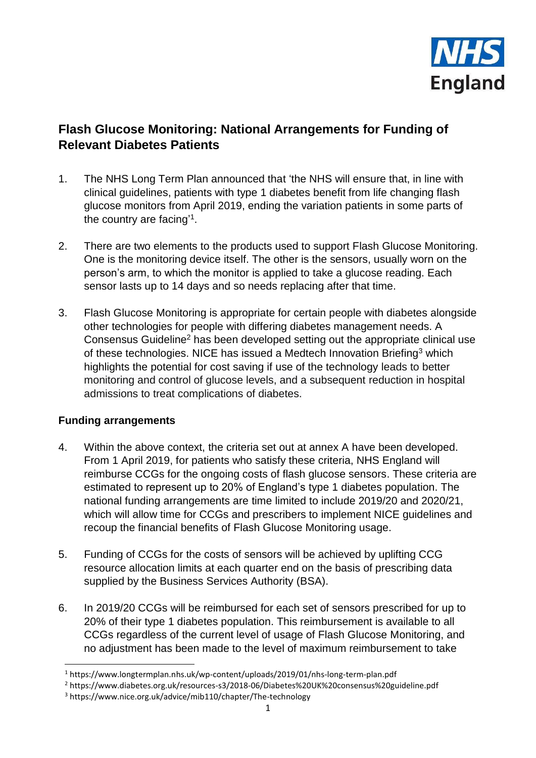# Flash Glucose Monitoring: National Arrangements for Funding of Relevant Diabetes Patients

1. The NHS Long Term Plan announced that 'the NHS will ensure that, in line with clinical guidelines, patients with type 1 diabetes benefit from life changing flash glucose monitors from April 2019, ending the variation patients in some parts of the country are facing'[1].

2. There are two elements to the products used to support Flash Glucose Monitoring. One is the monitoring device itself. The other is the sensors, usually worn on the person's arm, to which the monitor is applied to take a glucose reading. Each sensor lasts up to 14 days and so needs replacing after that time.

3. Flash Glucose Monitoring is appropriate for certain people with diabetes alongside other technologies for people with differing diabetes management needs. A Consensus Guideline[2] has been developed setting out the appropriate clinical use of these technologies. NICE has issued a Medtech Innovation Briefing[3] which highlights the potential for cost saving if use of the technology leads to better monitoring and control of glucose levels, and a subsequent reduction in hospital admissions to treat complications of diabetes.

## Funding arrangements

4. Within the above context, the criteria set out at annex A have been developed. From 1 April 2019, for patients who satisfy these criteria, NHS England will reimburse CCGs for the ongoing costs of flash glucose sensors. These criteria are estimated to represent up to 20% of England's type 1 diabetes population. The national funding arrangements are time limited to include 2019/20 and 2020/21, which will allow time for CCGs and prescribers to implement NICE guidelines and recoup the financial benefits of Flash Glucose Monitoring usage.

5. Funding of CCGs for the costs of sensors will be achieved by uplifting CCG resource allocation limits at each quarter end on the basis of prescribing data supplied by the Business Services Authority (BSA).

6. In 2019/20 CCGs will be reimbursed for each set of sensors prescribed for up to 20% of their type 1 diabetes population. This reimbursement is available to all CCGs regardless of the current level of usage of Flash Glucose Monitoring, and no adjustment has been made to the level of maximum reimbursement to take

[1] https://www.longtermplan.nhs.uk/wp-content/uploads/2019/01/nhs-long-term-plan.pdf

[2] https://www.diabetes.org.uk/resources-s3/2018-06/Diabetes%20UK%20consensus%20guideline.pdf

[3] https://www.nice.org.uk/advice/mib110/chapter/The-technology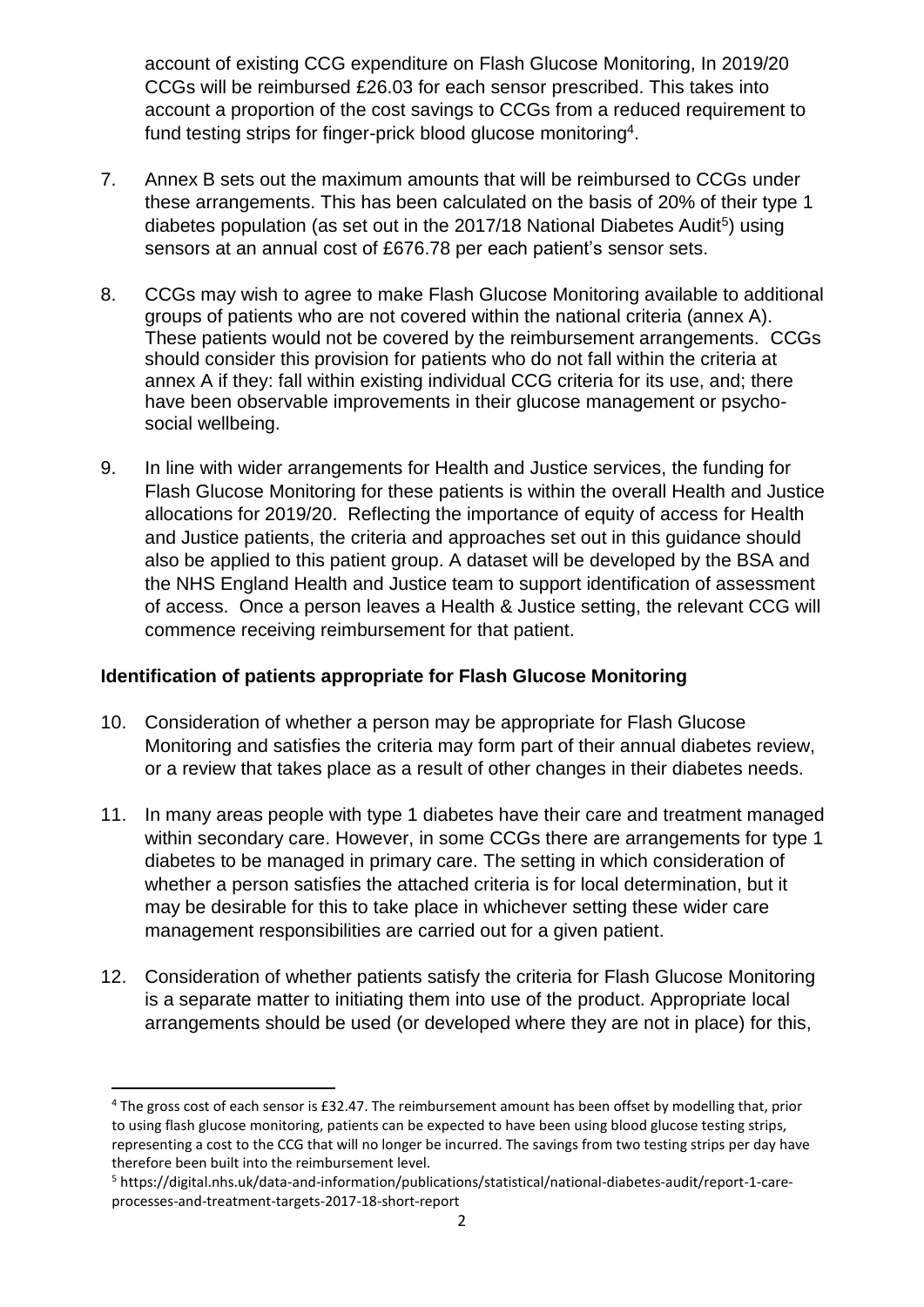account of existing CCG expenditure on Flash Glucose Monitoring, In 2019/20 CCGs will be reimbursed £26.03 for each sensor prescribed. This takes into account a proportion of the cost savings to CCGs from a reduced requirement to fund testing strips for finger-prick blood glucose monitoring[4].

7. Annex B sets out the maximum amounts that will be reimbursed to CCGs under these arrangements. This has been calculated on the basis of 20% of their type 1 diabetes population (as set out in the 2017/18 National Diabetes Audit[5]) using sensors at an annual cost of £676.78 per each patient's sensor sets.

8. CCGs may wish to agree to make Flash Glucose Monitoring available to additional groups of patients who are not covered within the national criteria (annex A). These patients would not be covered by the reimbursement arrangements. CCGs should consider this provision for patients who do not fall within the criteria at annex A if they: fall within existing individual CCG criteria for its use, and; there have been observable improvements in their glucose management or psycho-social wellbeing.

9. In line with wider arrangements for Health and Justice services, the funding for Flash Glucose Monitoring for these patients is within the overall Health and Justice allocations for 2019/20. Reflecting the importance of equity of access for Health and Justice patients, the criteria and approaches set out in this guidance should also be applied to this patient group. A dataset will be developed by the BSA and the NHS England Health and Justice team to support identification of assessment of access. Once a person leaves a Health & Justice setting, the relevant CCG will commence receiving reimbursement for that patient.

### Identification of patients appropriate for Flash Glucose Monitoring

10. Consideration of whether a person may be appropriate for Flash Glucose Monitoring and satisfies the criteria may form part of their annual diabetes review, or a review that takes place as a result of other changes in their diabetes needs.

11. In many areas people with type 1 diabetes have their care and treatment managed within secondary care. However, in some CCGs there are arrangements for type 1 diabetes to be managed in primary care. The setting in which consideration of whether a person satisfies the attached criteria is for local determination, but it may be desirable for this to take place in whichever setting these wider care management responsibilities are carried out for a given patient.

12. Consideration of whether patients satisfy the criteria for Flash Glucose Monitoring is a separate matter to initiating them into use of the product. Appropriate local arrangements should be used (or developed where they are not in place) for this,

---

[4] The gross cost of each sensor is £32.47. The reimbursement amount has been offset by modelling that, prior to using flash glucose monitoring, patients can be expected to have been using blood glucose testing strips, representing a cost to the CCG that will no longer be incurred. The savings from two testing strips per day have therefore been built into the reimbursement level.

[5] https://digital.nhs.uk/data-and-information/publications/statistical/national-diabetes-audit/report-1-care-processes-and-treatment-targets-2017-18-short-report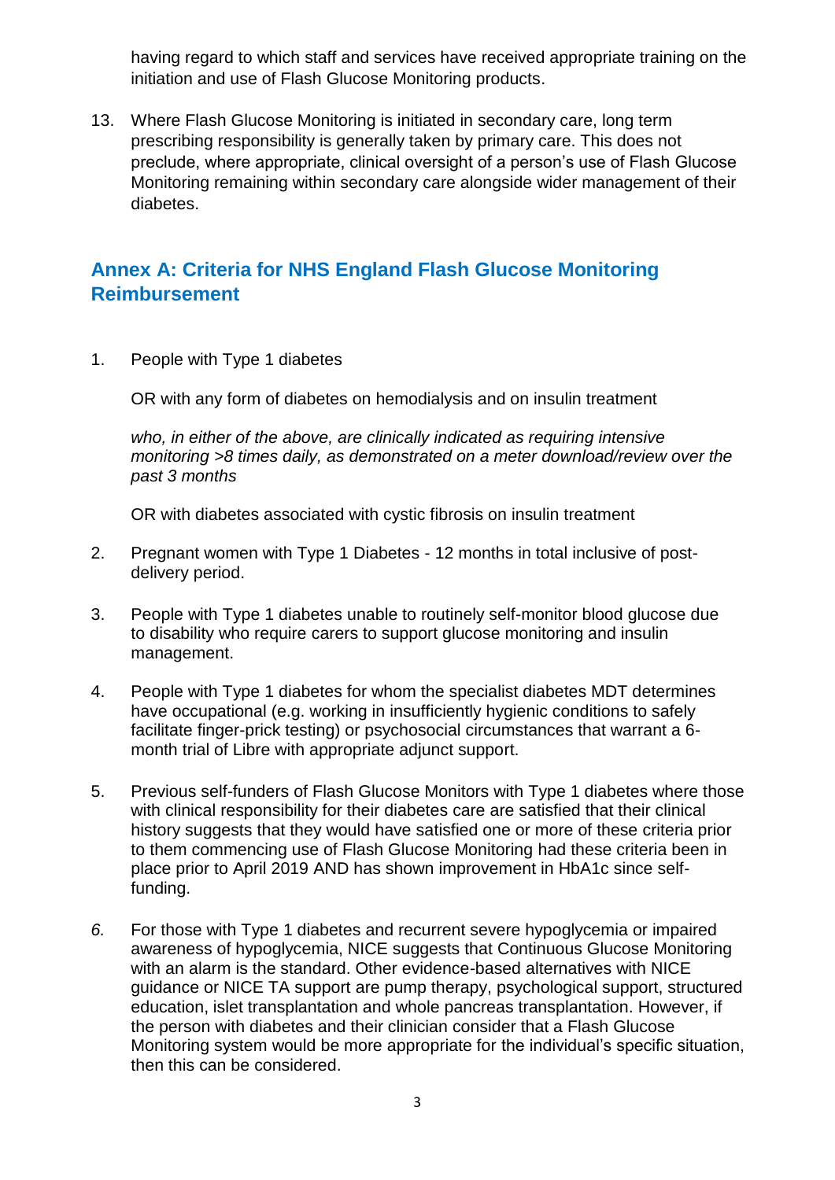having regard to which staff and services have received appropriate training on the initiation and use of Flash Glucose Monitoring products.

13. Where Flash Glucose Monitoring is initiated in secondary care, long term prescribing responsibility is generally taken by primary care. This does not preclude, where appropriate, clinical oversight of a person's use of Flash Glucose Monitoring remaining within secondary care alongside wider management of their diabetes.

## Annex A: Criteria for NHS England Flash Glucose Monitoring Reimbursement

1. People with Type 1 diabetes

   OR with any form of diabetes on hemodialysis and on insulin treatment

   *who, in either of the above, are clinically indicated as requiring intensive monitoring >8 times daily, as demonstrated on a meter download/review over the past 3 months*

   OR with diabetes associated with cystic fibrosis on insulin treatment

2. Pregnant women with Type 1 Diabetes - 12 months in total inclusive of post-delivery period.

3. People with Type 1 diabetes unable to routinely self-monitor blood glucose due to disability who require carers to support glucose monitoring and insulin management.

4. People with Type 1 diabetes for whom the specialist diabetes MDT determines have occupational (e.g. working in insufficiently hygienic conditions to safely facilitate finger-prick testing) or psychosocial circumstances that warrant a 6-month trial of Libre with appropriate adjunct support.

5. Previous self-funders of Flash Glucose Monitors with Type 1 diabetes where those with clinical responsibility for their diabetes care are satisfied that their clinical history suggests that they would have satisfied one or more of these criteria prior to them commencing use of Flash Glucose Monitoring had these criteria been in place prior to April 2019 AND has shown improvement in HbA1c since self-funding.

6. For those with Type 1 diabetes and recurrent severe hypoglycemia or impaired awareness of hypoglycemia, NICE suggests that Continuous Glucose Monitoring with an alarm is the standard. Other evidence-based alternatives with NICE guidance or NICE TA support are pump therapy, psychological support, structured education, islet transplantation and whole pancreas transplantation. However, if the person with diabetes and their clinician consider that a Flash Glucose Monitoring system would be more appropriate for the individual's specific situation, then this can be considered.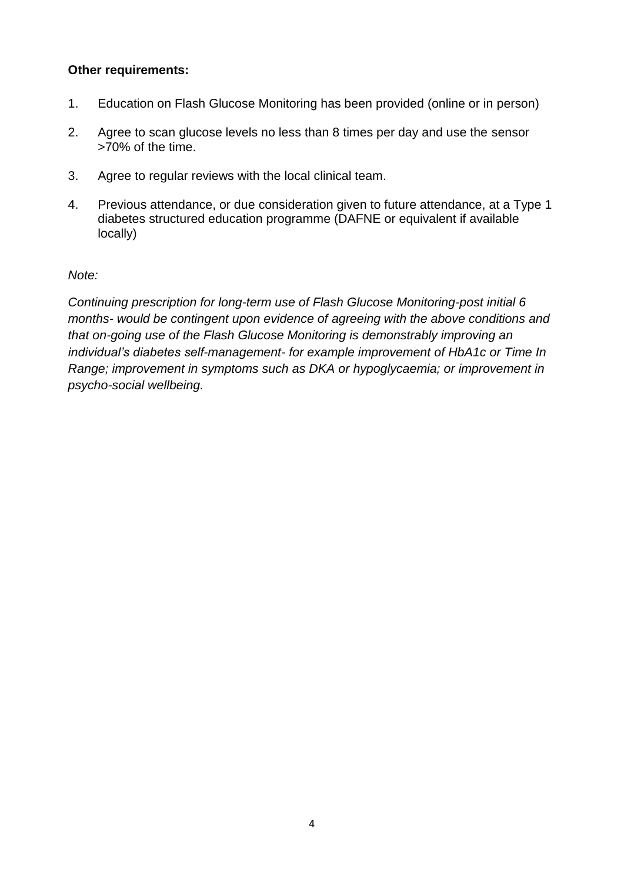**Other requirements:**

1. Education on Flash Glucose Monitoring has been provided (online or in person)
2. Agree to scan glucose levels no less than 8 times per day and use the sensor >70% of the time.
3. Agree to regular reviews with the local clinical team.
4. Previous attendance, or due consideration given to future attendance, at a Type 1 diabetes structured education programme (DAFNE or equivalent if available locally)

*Note:*

*Continuing prescription for long-term use of Flash Glucose Monitoring-post initial 6 months- would be contingent upon evidence of agreeing with the above conditions and that on-going use of the Flash Glucose Monitoring is demonstrably improving an individual's diabetes self-management- for example improvement of HbA1c or Time In Range; improvement in symptoms such as DKA or hypoglycaemia; or improvement in psycho-social wellbeing.*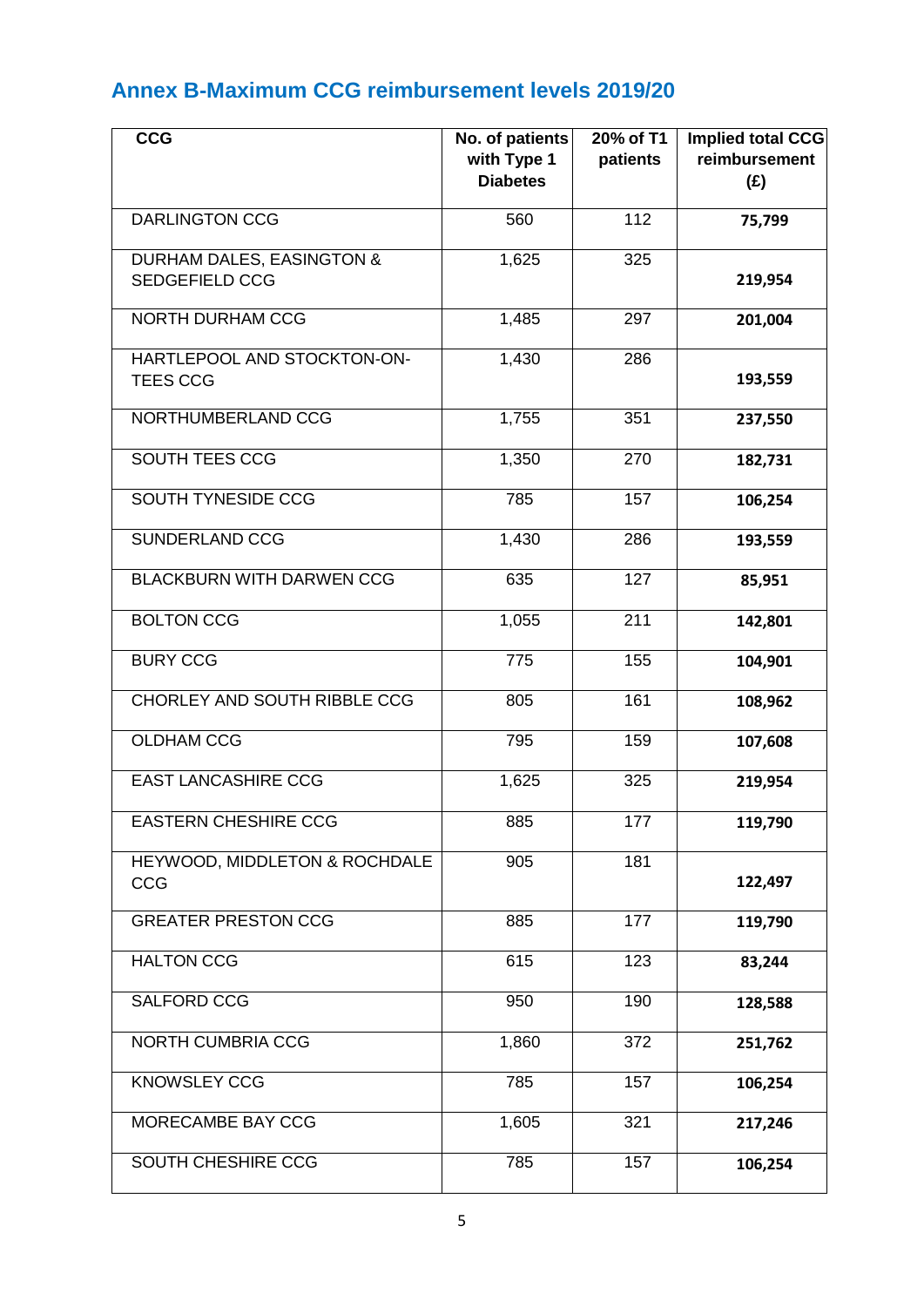## Annex B-Maximum CCG reimbursement levels 2019/20

| CCG | No. of patients with Type 1 Diabetes | 20% of T1 patients | Implied total CCG reimbursement (£) |
|---|---|---|---|
| DARLINGTON CCG | 560 | 112 | 75,799 |
| DURHAM DALES, EASINGTON & SEDGEFIELD CCG | 1,625 | 325 | 219,954 |
| NORTH DURHAM CCG | 1,485 | 297 | 201,004 |
| HARTLEPOOL AND STOCKTON-ON-TEES CCG | 1,430 | 286 | 193,559 |
| NORTHUMBERLAND CCG | 1,755 | 351 | 237,550 |
| SOUTH TEES CCG | 1,350 | 270 | 182,731 |
| SOUTH TYNESIDE CCG | 785 | 157 | 106,254 |
| SUNDERLAND CCG | 1,430 | 286 | 193,559 |
| BLACKBURN WITH DARWEN CCG | 635 | 127 | 85,951 |
| BOLTON CCG | 1,055 | 211 | 142,801 |
| BURY CCG | 775 | 155 | 104,901 |
| CHORLEY AND SOUTH RIBBLE CCG | 805 | 161 | 108,962 |
| OLDHAM CCG | 795 | 159 | 107,608 |
| EAST LANCASHIRE CCG | 1,625 | 325 | 219,954 |
| EASTERN CHESHIRE CCG | 885 | 177 | 119,790 |
| HEYWOOD, MIDDLETON & ROCHDALE CCG | 905 | 181 | 122,497 |
| GREATER PRESTON CCG | 885 | 177 | 119,790 |
| HALTON CCG | 615 | 123 | 83,244 |
| SALFORD CCG | 950 | 190 | 128,588 |
| NORTH CUMBRIA CCG | 1,860 | 372 | 251,762 |
| KNOWSLEY CCG | 785 | 157 | 106,254 |
| MORECAMBE BAY CCG | 1,605 | 321 | 217,246 |
| SOUTH CHESHIRE CCG | 785 | 157 | 106,254 |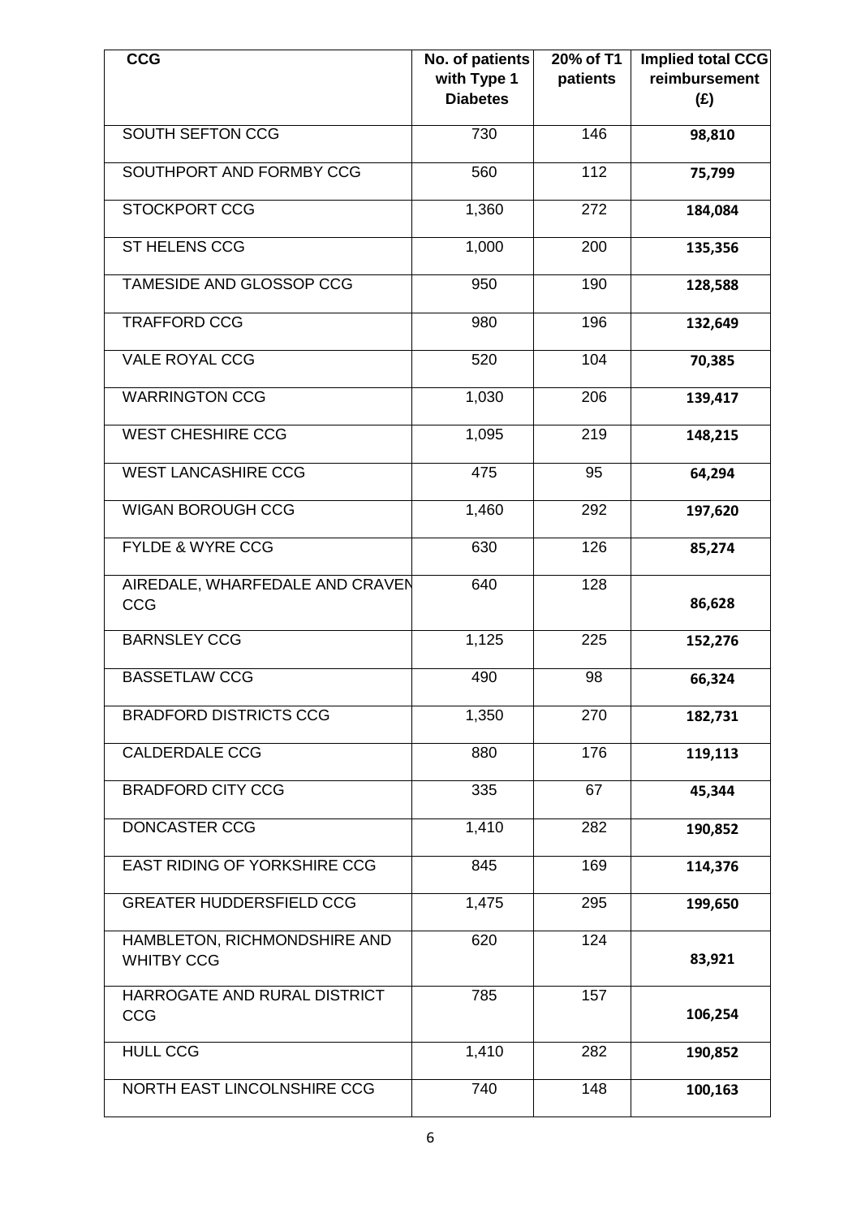| CCG | No. of patients with Type 1 Diabetes | 20% of T1 patients | Implied total CCG reimbursement (£) |
|---|---|---|---|
| SOUTH SEFTON CCG | 730 | 146 | **98,810** |
| SOUTHPORT AND FORMBY CCG | 560 | 112 | **75,799** |
| STOCKPORT CCG | 1,360 | 272 | **184,084** |
| ST HELENS CCG | 1,000 | 200 | **135,356** |
| TAMESIDE AND GLOSSOP CCG | 950 | 190 | **128,588** |
| TRAFFORD CCG | 980 | 196 | **132,649** |
| VALE ROYAL CCG | 520 | 104 | **70,385** |
| WARRINGTON CCG | 1,030 | 206 | **139,417** |
| WEST CHESHIRE CCG | 1,095 | 219 | **148,215** |
| WEST LANCASHIRE CCG | 475 | 95 | **64,294** |
| WIGAN BOROUGH CCG | 1,460 | 292 | **197,620** |
| FYLDE & WYRE CCG | 630 | 126 | **85,274** |
| AIREDALE, WHARFEDALE AND CRAVEN CCG | 640 | 128 | **86,628** |
| BARNSLEY CCG | 1,125 | 225 | **152,276** |
| BASSETLAW CCG | 490 | 98 | **66,324** |
| BRADFORD DISTRICTS CCG | 1,350 | 270 | **182,731** |
| CALDERDALE CCG | 880 | 176 | **119,113** |
| BRADFORD CITY CCG | 335 | 67 | **45,344** |
| DONCASTER CCG | 1,410 | 282 | **190,852** |
| EAST RIDING OF YORKSHIRE CCG | 845 | 169 | **114,376** |
| GREATER HUDDERSFIELD CCG | 1,475 | 295 | **199,650** |
| HAMBLETON, RICHMONDSHIRE AND WHITBY CCG | 620 | 124 | **83,921** |
| HARROGATE AND RURAL DISTRICT CCG | 785 | 157 | **106,254** |
| HULL CCG | 1,410 | 282 | **190,852** |
| NORTH EAST LINCOLNSHIRE CCG | 740 | 148 | **100,163** |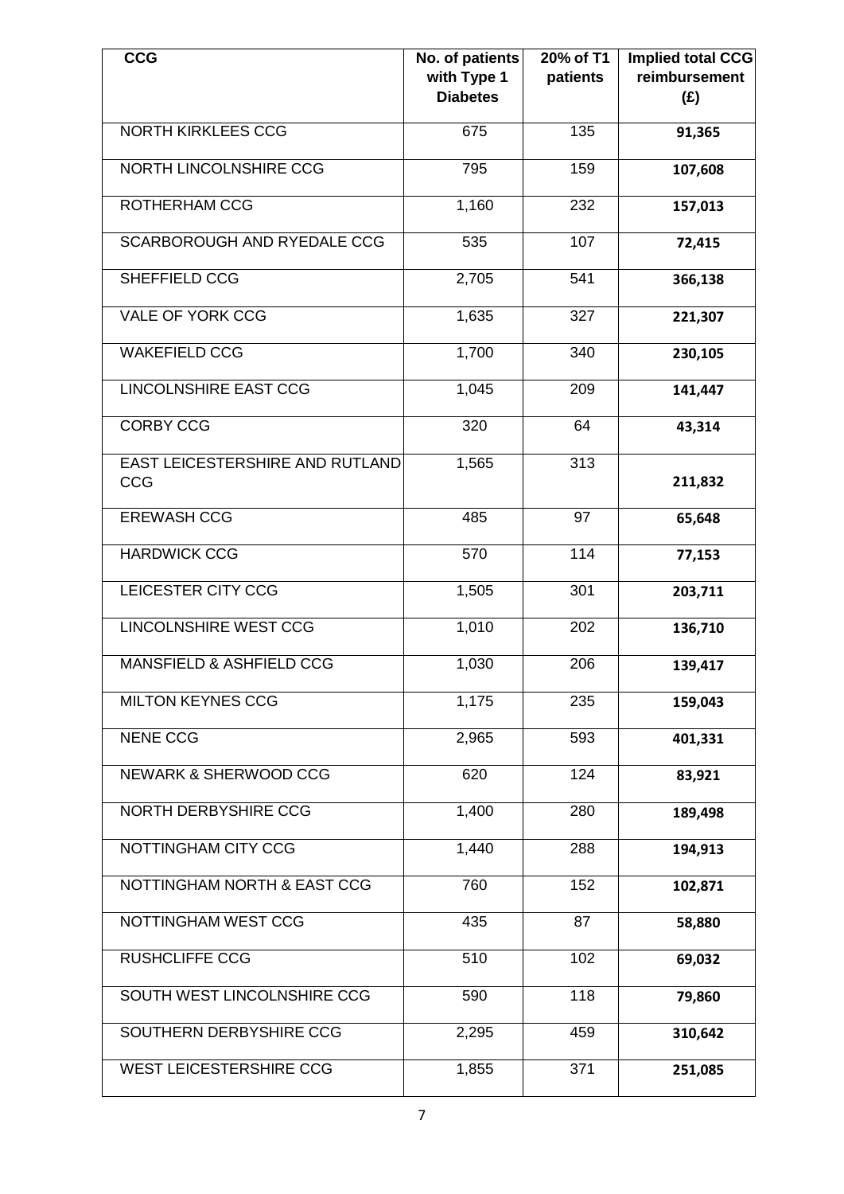| CCG | No. of patients with Type 1 Diabetes | 20% of T1 patients | Implied total CCG reimbursement (£) |
|---|---|---|---|
| NORTH KIRKLEES CCG | 675 | 135 | **91,365** |
| NORTH LINCOLNSHIRE CCG | 795 | 159 | **107,608** |
| ROTHERHAM CCG | 1,160 | 232 | **157,013** |
| SCARBOROUGH AND RYEDALE CCG | 535 | 107 | **72,415** |
| SHEFFIELD CCG | 2,705 | 541 | **366,138** |
| VALE OF YORK CCG | 1,635 | 327 | **221,307** |
| WAKEFIELD CCG | 1,700 | 340 | **230,105** |
| LINCOLNSHIRE EAST CCG | 1,045 | 209 | **141,447** |
| CORBY CCG | 320 | 64 | **43,314** |
| EAST LEICESTERSHIRE AND RUTLAND CCG | 1,565 | 313 | **211,832** |
| EREWASH CCG | 485 | 97 | **65,648** |
| HARDWICK CCG | 570 | 114 | **77,153** |
| LEICESTER CITY CCG | 1,505 | 301 | **203,711** |
| LINCOLNSHIRE WEST CCG | 1,010 | 202 | **136,710** |
| MANSFIELD & ASHFIELD CCG | 1,030 | 206 | **139,417** |
| MILTON KEYNES CCG | 1,175 | 235 | **159,043** |
| NENE CCG | 2,965 | 593 | **401,331** |
| NEWARK & SHERWOOD CCG | 620 | 124 | **83,921** |
| NORTH DERBYSHIRE CCG | 1,400 | 280 | **189,498** |
| NOTTINGHAM CITY CCG | 1,440 | 288 | **194,913** |
| NOTTINGHAM NORTH & EAST CCG | 760 | 152 | **102,871** |
| NOTTINGHAM WEST CCG | 435 | 87 | **58,880** |
| RUSHCLIFFE CCG | 510 | 102 | **69,032** |
| SOUTH WEST LINCOLNSHIRE CCG | 590 | 118 | **79,860** |
| SOUTHERN DERBYSHIRE CCG | 2,295 | 459 | **310,642** |
| WEST LEICESTERSHIRE CCG | 1,855 | 371 | **251,085** |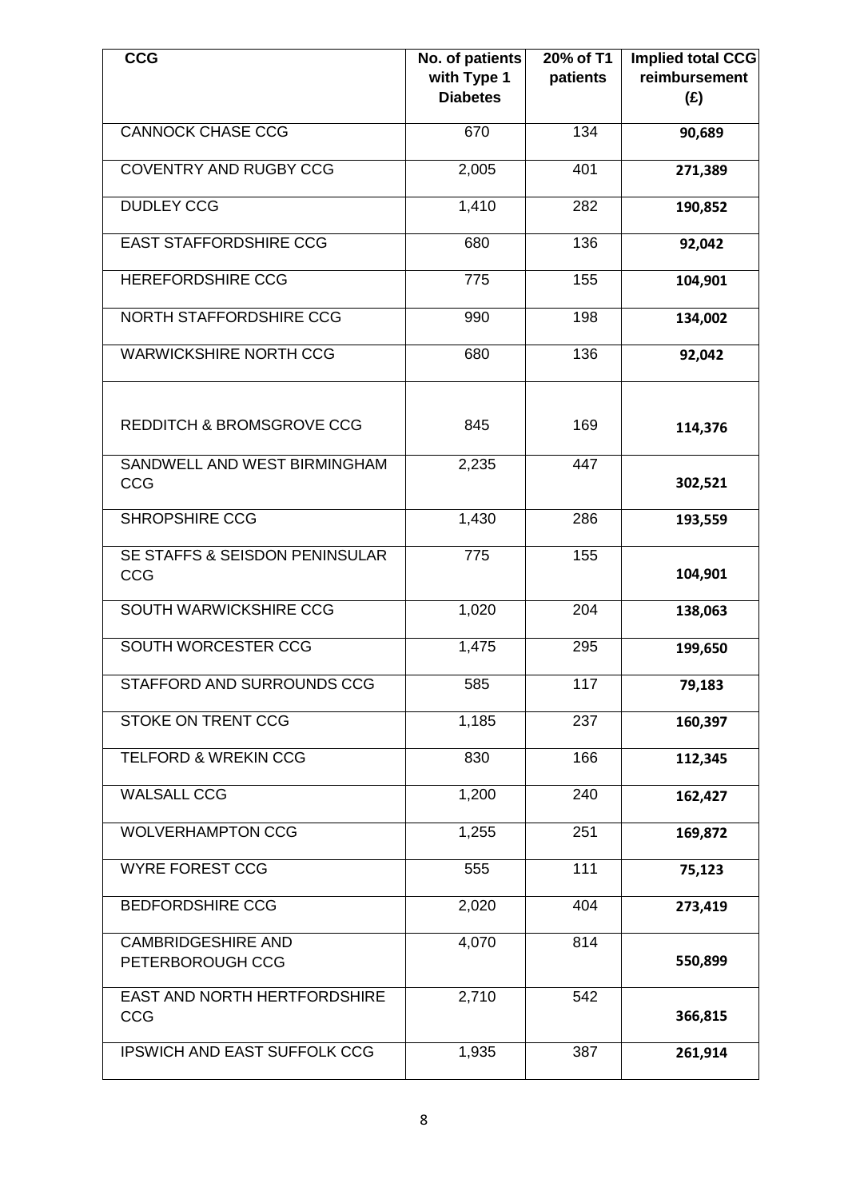| CCG | No. of patients with Type 1 Diabetes | 20% of T1 patients | Implied total CCG reimbursement (£) |
|---|---|---|---|
| CANNOCK CHASE CCG | 670 | 134 | **90,689** |
| COVENTRY AND RUGBY CCG | 2,005 | 401 | **271,389** |
| DUDLEY CCG | 1,410 | 282 | **190,852** |
| EAST STAFFORDSHIRE CCG | 680 | 136 | **92,042** |
| HEREFORDSHIRE CCG | 775 | 155 | **104,901** |
| NORTH STAFFORDSHIRE CCG | 990 | 198 | **134,002** |
| WARWICKSHIRE NORTH CCG | 680 | 136 | **92,042** |
| REDDITCH & BROMSGROVE CCG | 845 | 169 | **114,376** |
| SANDWELL AND WEST BIRMINGHAM CCG | 2,235 | 447 | **302,521** |
| SHROPSHIRE CCG | 1,430 | 286 | **193,559** |
| SE STAFFS & SEISDON PENINSULAR CCG | 775 | 155 | **104,901** |
| SOUTH WARWICKSHIRE CCG | 1,020 | 204 | **138,063** |
| SOUTH WORCESTER CCG | 1,475 | 295 | **199,650** |
| STAFFORD AND SURROUNDS CCG | 585 | 117 | **79,183** |
| STOKE ON TRENT CCG | 1,185 | 237 | **160,397** |
| TELFORD & WREKIN CCG | 830 | 166 | **112,345** |
| WALSALL CCG | 1,200 | 240 | **162,427** |
| WOLVERHAMPTON CCG | 1,255 | 251 | **169,872** |
| WYRE FOREST CCG | 555 | 111 | **75,123** |
| BEDFORDSHIRE CCG | 2,020 | 404 | **273,419** |
| CAMBRIDGESHIRE AND PETERBOROUGH CCG | 4,070 | 814 | **550,899** |
| EAST AND NORTH HERTFORDSHIRE CCG | 2,710 | 542 | **366,815** |
| IPSWICH AND EAST SUFFOLK CCG | 1,935 | 387 | **261,914** |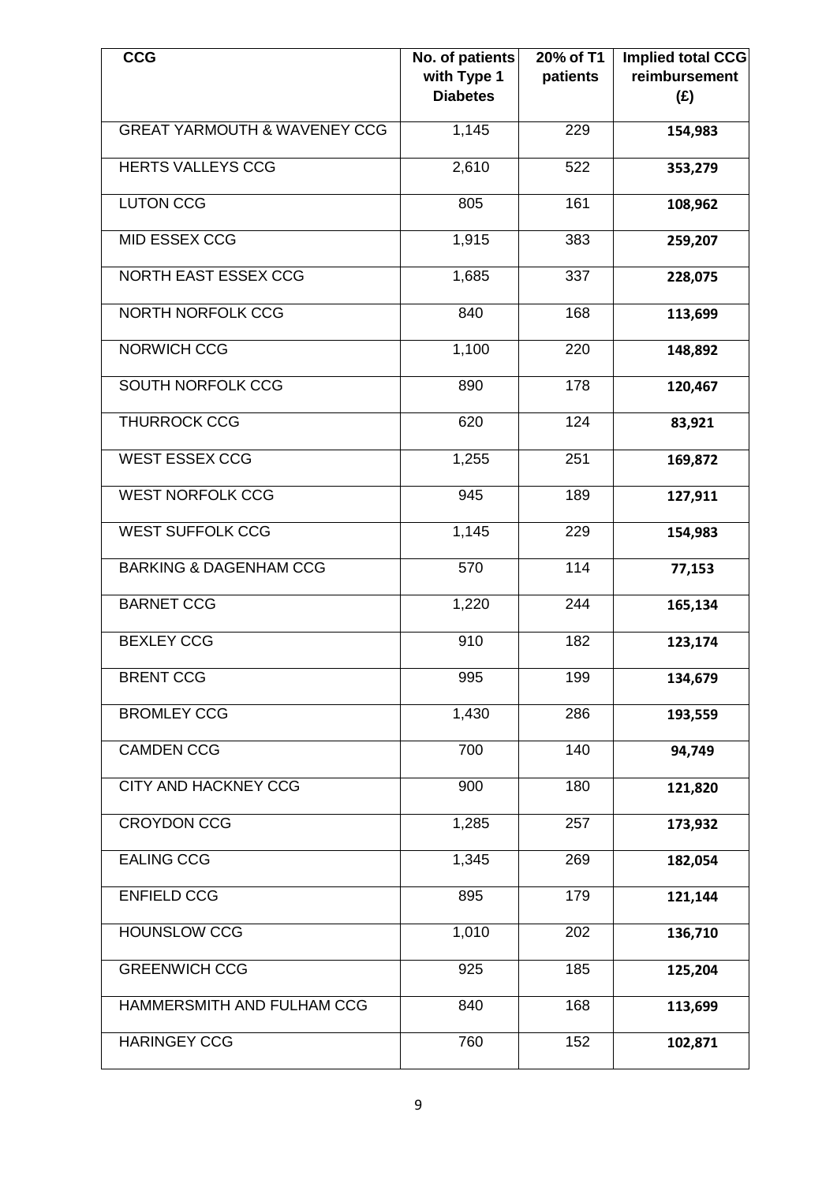| CCG | No. of patients with Type 1 Diabetes | 20% of T1 patients | Implied total CCG reimbursement (£) |
| --- | --- | --- | --- |
| GREAT YARMOUTH & WAVENEY CCG | 1,145 | 229 | **154,983** |
| HERTS VALLEYS CCG | 2,610 | 522 | **353,279** |
| LUTON CCG | 805 | 161 | **108,962** |
| MID ESSEX CCG | 1,915 | 383 | **259,207** |
| NORTH EAST ESSEX CCG | 1,685 | 337 | **228,075** |
| NORTH NORFOLK CCG | 840 | 168 | **113,699** |
| NORWICH CCG | 1,100 | 220 | **148,892** |
| SOUTH NORFOLK CCG | 890 | 178 | **120,467** |
| THURROCK CCG | 620 | 124 | **83,921** |
| WEST ESSEX CCG | 1,255 | 251 | **169,872** |
| WEST NORFOLK CCG | 945 | 189 | **127,911** |
| WEST SUFFOLK CCG | 1,145 | 229 | **154,983** |
| BARKING & DAGENHAM CCG | 570 | 114 | **77,153** |
| BARNET CCG | 1,220 | 244 | **165,134** |
| BEXLEY CCG | 910 | 182 | **123,174** |
| BRENT CCG | 995 | 199 | **134,679** |
| BROMLEY CCG | 1,430 | 286 | **193,559** |
| CAMDEN CCG | 700 | 140 | **94,749** |
| CITY AND HACKNEY CCG | 900 | 180 | **121,820** |
| CROYDON CCG | 1,285 | 257 | **173,932** |
| EALING CCG | 1,345 | 269 | **182,054** |
| ENFIELD CCG | 895 | 179 | **121,144** |
| HOUNSLOW CCG | 1,010 | 202 | **136,710** |
| GREENWICH CCG | 925 | 185 | **125,204** |
| HAMMERSMITH AND FULHAM CCG | 840 | 168 | **113,699** |
| HARINGEY CCG | 760 | 152 | **102,871** |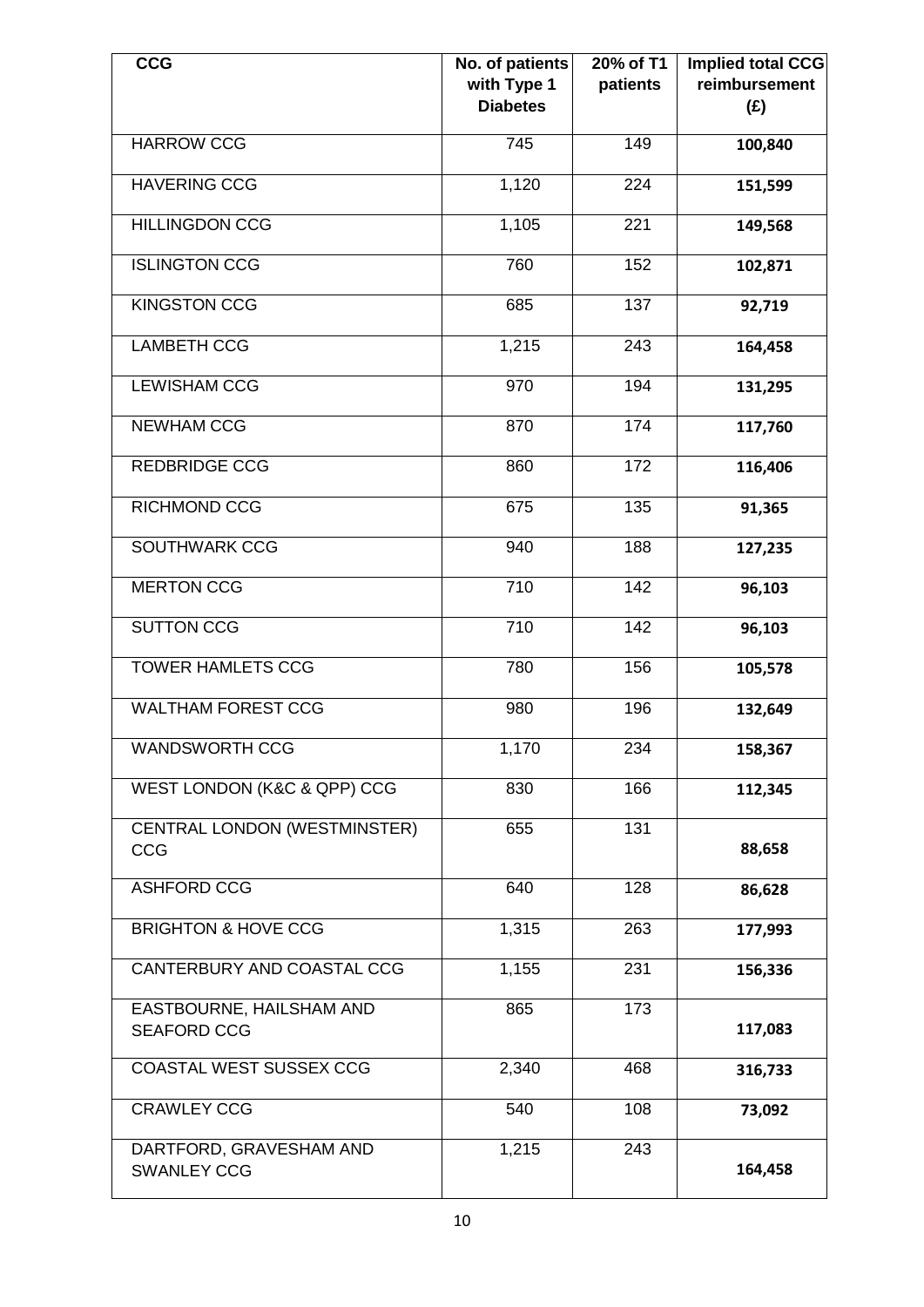| CCG | No. of patients with Type 1 Diabetes | 20% of T1 patients | Implied total CCG reimbursement (£) |
|---|---|---|---|
| HARROW CCG | 745 | 149 | **100,840** |
| HAVERING CCG | 1,120 | 224 | **151,599** |
| HILLINGDON CCG | 1,105 | 221 | **149,568** |
| ISLINGTON CCG | 760 | 152 | **102,871** |
| KINGSTON CCG | 685 | 137 | **92,719** |
| LAMBETH CCG | 1,215 | 243 | **164,458** |
| LEWISHAM CCG | 970 | 194 | **131,295** |
| NEWHAM CCG | 870 | 174 | **117,760** |
| REDBRIDGE CCG | 860 | 172 | **116,406** |
| RICHMOND CCG | 675 | 135 | **91,365** |
| SOUTHWARK CCG | 940 | 188 | **127,235** |
| MERTON CCG | 710 | 142 | **96,103** |
| SUTTON CCG | 710 | 142 | **96,103** |
| TOWER HAMLETS CCG | 780 | 156 | **105,578** |
| WALTHAM FOREST CCG | 980 | 196 | **132,649** |
| WANDSWORTH CCG | 1,170 | 234 | **158,367** |
| WEST LONDON (K&C & QPP) CCG | 830 | 166 | **112,345** |
| CENTRAL LONDON (WESTMINSTER) CCG | 655 | 131 | **88,658** |
| ASHFORD CCG | 640 | 128 | **86,628** |
| BRIGHTON & HOVE CCG | 1,315 | 263 | **177,993** |
| CANTERBURY AND COASTAL CCG | 1,155 | 231 | **156,336** |
| EASTBOURNE, HAILSHAM AND SEAFORD CCG | 865 | 173 | **117,083** |
| COASTAL WEST SUSSEX CCG | 2,340 | 468 | **316,733** |
| CRAWLEY CCG | 540 | 108 | **73,092** |
| DARTFORD, GRAVESHAM AND SWANLEY CCG | 1,215 | 243 | **164,458** |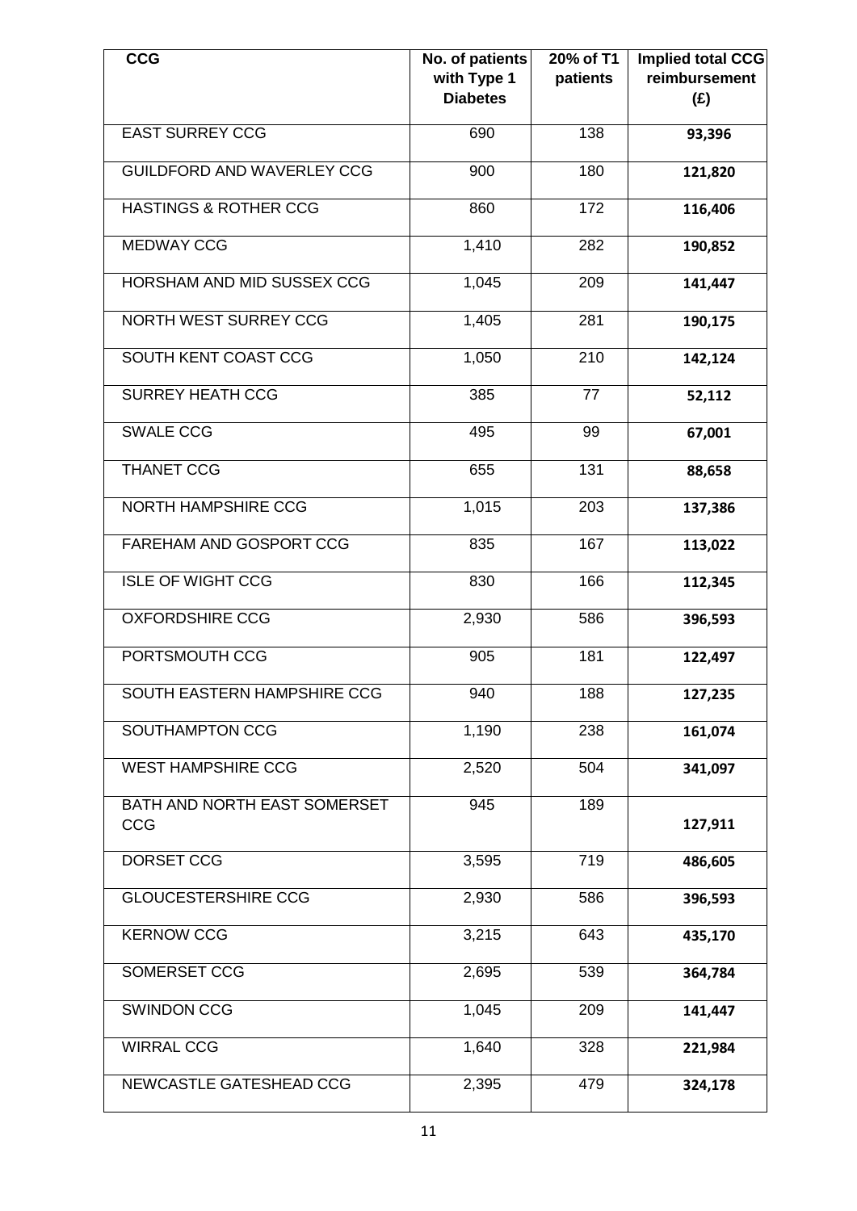| CCG | No. of patients with Type 1 Diabetes | 20% of T1 patients | Implied total CCG reimbursement (£) |
|---|---|---|---|
| EAST SURREY CCG | 690 | 138 | **93,396** |
| GUILDFORD AND WAVERLEY CCG | 900 | 180 | **121,820** |
| HASTINGS & ROTHER CCG | 860 | 172 | **116,406** |
| MEDWAY CCG | 1,410 | 282 | **190,852** |
| HORSHAM AND MID SUSSEX CCG | 1,045 | 209 | **141,447** |
| NORTH WEST SURREY CCG | 1,405 | 281 | **190,175** |
| SOUTH KENT COAST CCG | 1,050 | 210 | **142,124** |
| SURREY HEATH CCG | 385 | 77 | **52,112** |
| SWALE CCG | 495 | 99 | **67,001** |
| THANET CCG | 655 | 131 | **88,658** |
| NORTH HAMPSHIRE CCG | 1,015 | 203 | **137,386** |
| FAREHAM AND GOSPORT CCG | 835 | 167 | **113,022** |
| ISLE OF WIGHT CCG | 830 | 166 | **112,345** |
| OXFORDSHIRE CCG | 2,930 | 586 | **396,593** |
| PORTSMOUTH CCG | 905 | 181 | **122,497** |
| SOUTH EASTERN HAMPSHIRE CCG | 940 | 188 | **127,235** |
| SOUTHAMPTON CCG | 1,190 | 238 | **161,074** |
| WEST HAMPSHIRE CCG | 2,520 | 504 | **341,097** |
| BATH AND NORTH EAST SOMERSET CCG | 945 | 189 | **127,911** |
| DORSET CCG | 3,595 | 719 | **486,605** |
| GLOUCESTERSHIRE CCG | 2,930 | 586 | **396,593** |
| KERNOW CCG | 3,215 | 643 | **435,170** |
| SOMERSET CCG | 2,695 | 539 | **364,784** |
| SWINDON CCG | 1,045 | 209 | **141,447** |
| WIRRAL CCG | 1,640 | 328 | **221,984** |
| NEWCASTLE GATESHEAD CCG | 2,395 | 479 | **324,178** |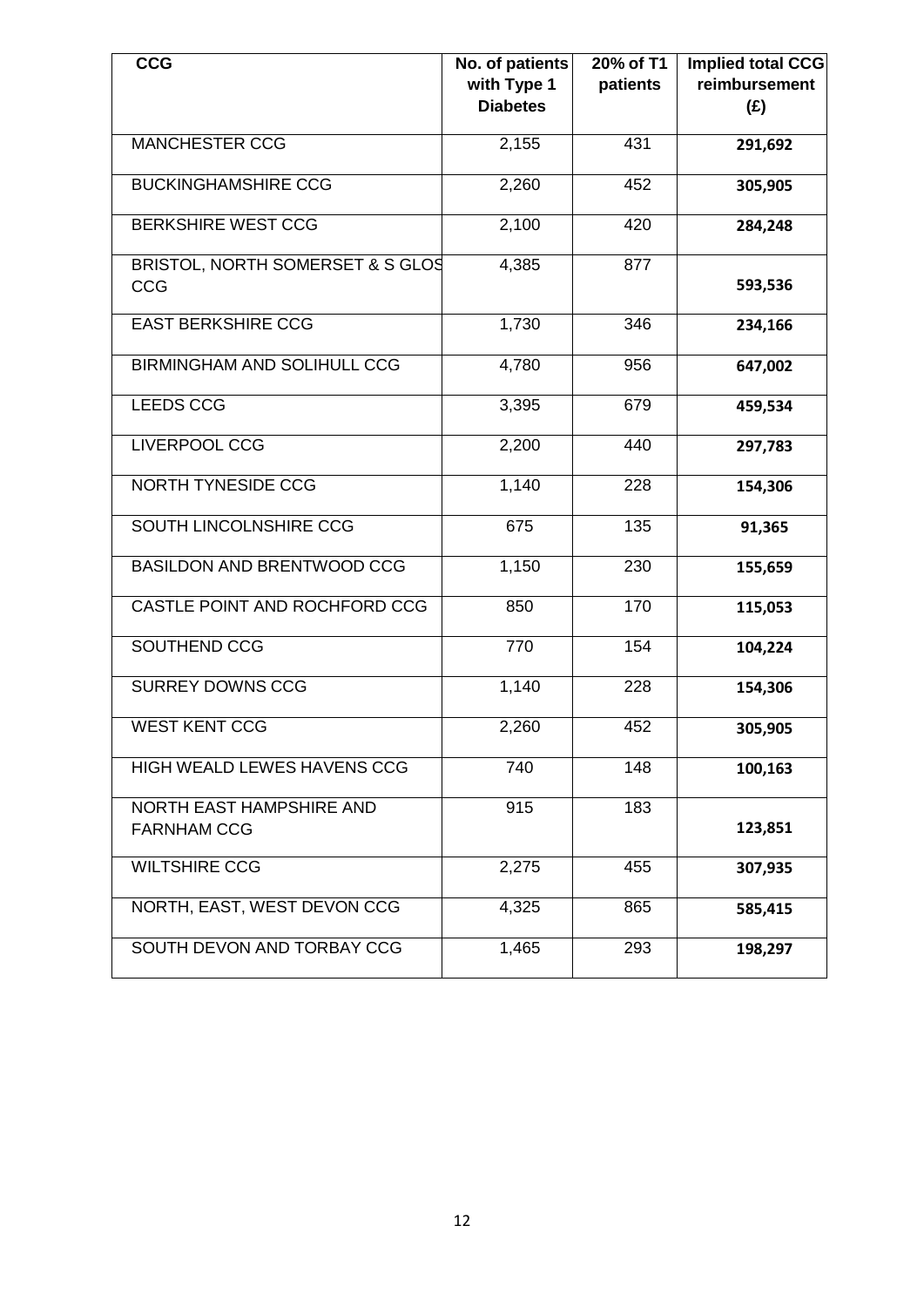| CCG | No. of patients with Type 1 Diabetes | 20% of T1 patients | Implied total CCG reimbursement (£) |
|---|---|---|---|
| MANCHESTER CCG | 2,155 | 431 | **291,692** |
| BUCKINGHAMSHIRE CCG | 2,260 | 452 | **305,905** |
| BERKSHIRE WEST CCG | 2,100 | 420 | **284,248** |
| BRISTOL, NORTH SOMERSET & S GLOS CCG | 4,385 | 877 | **593,536** |
| EAST BERKSHIRE CCG | 1,730 | 346 | **234,166** |
| BIRMINGHAM AND SOLIHULL CCG | 4,780 | 956 | **647,002** |
| LEEDS CCG | 3,395 | 679 | **459,534** |
| LIVERPOOL CCG | 2,200 | 440 | **297,783** |
| NORTH TYNESIDE CCG | 1,140 | 228 | **154,306** |
| SOUTH LINCOLNSHIRE CCG | 675 | 135 | **91,365** |
| BASILDON AND BRENTWOOD CCG | 1,150 | 230 | **155,659** |
| CASTLE POINT AND ROCHFORD CCG | 850 | 170 | **115,053** |
| SOUTHEND CCG | 770 | 154 | **104,224** |
| SURREY DOWNS CCG | 1,140 | 228 | **154,306** |
| WEST KENT CCG | 2,260 | 452 | **305,905** |
| HIGH WEALD LEWES HAVENS CCG | 740 | 148 | **100,163** |
| NORTH EAST HAMPSHIRE AND FARNHAM CCG | 915 | 183 | **123,851** |
| WILTSHIRE CCG | 2,275 | 455 | **307,935** |
| NORTH, EAST, WEST DEVON CCG | 4,325 | 865 | **585,415** |
| SOUTH DEVON AND TORBAY CCG | 1,465 | 293 | **198,297** |